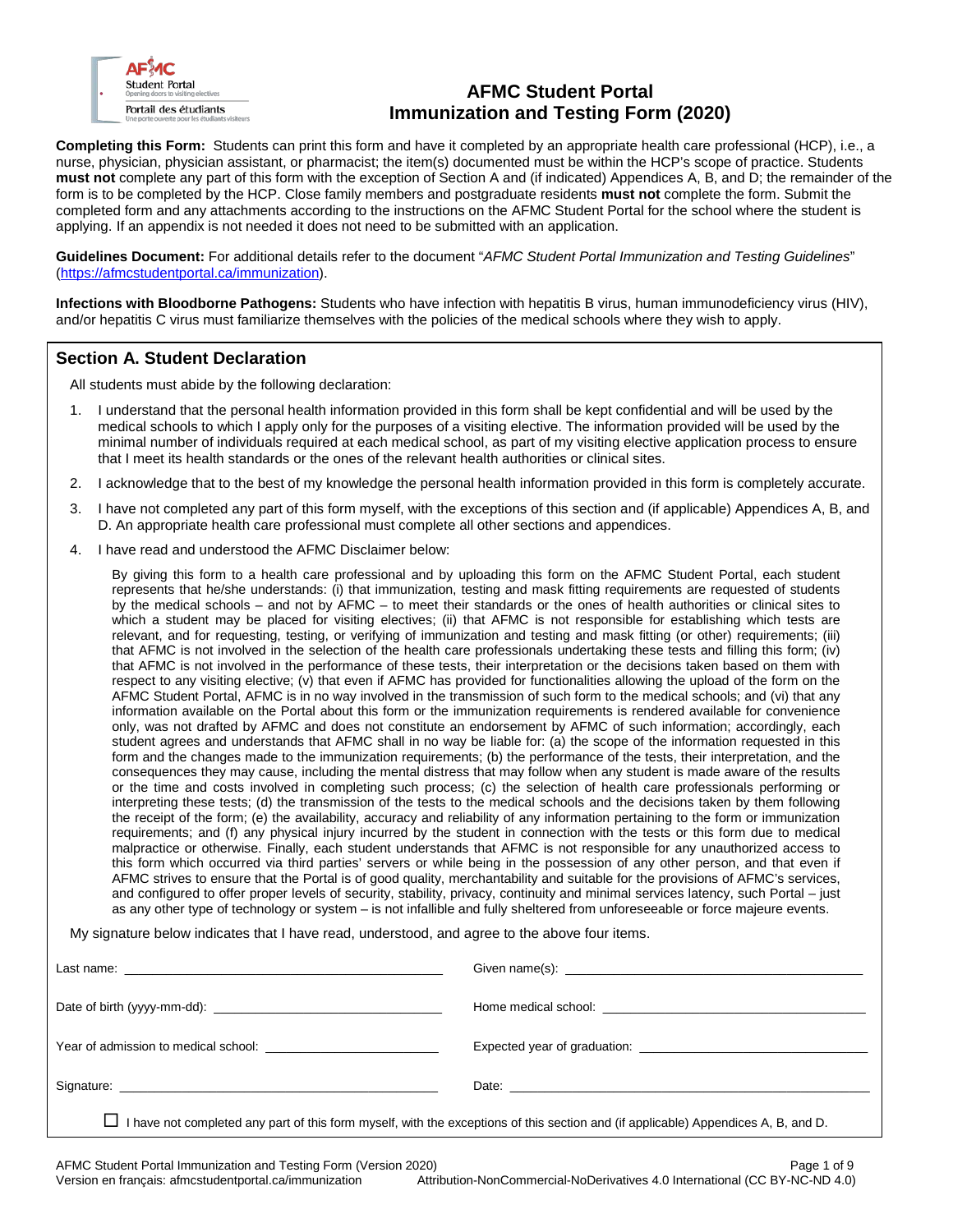# AFMC Student Portal Immunization and Testing Form (2020)

**Completing this Form:** Students can print this form and have it completed by an appropriate health care professional (HCP), i.e., a nurse, physician, physician assistant, or pharmacist; the item(s) documented must be within the HCP's scope of practice. Students **must not** complete any part of this form with the exception of Section A and (if indicated) Appendices A, B, and D; the remainder of the form is to be completed by the HCP. Close family members and postgraduate residents **must not** complete the form. Submit the completed form and any attachments according to the instructions on the AFMC Student Portal for the school where the student is applying. If an appendix is not needed it does not need to be submitted with an application.

**Guidelines Document:** For additional details refer to the document "*AFMC Student Portal Immunization and Testing Guidelines*" (https://afmcstudentportal.ca/immunization).

**Infections with Bloodborne Pathogens:** Students who have infection with hepatitis B virus, human immunodeficiency virus (HIV), and/or hepatitis C virus must familiarize themselves with the policies of the medical schools where they wish to apply.

## Section A. Student Declaration

All students must abide by the following declaration:

1. I understand that the personal health information provided in this form shall be kept confidential and will be used by the medical schools to which I apply only for the purposes of a visiting elective. The information provided will be used by the minimal number of individuals required at each medical school, as part of my visiting elective application process to ensure that I meet its health standards or the ones of the relevant health authorities or clinical sites.
2. I acknowledge that to the best of my knowledge the personal health information provided in this form is completely accurate.
3. I have not completed any part of this form myself, with the exceptions of this section and (if applicable) Appendices A, B, and D. An appropriate health care professional must complete all other sections and appendices.
4. I have read and understood the AFMC Disclaimer below:

   By giving this form to a health care professional and by uploading this form on the AFMC Student Portal, each student represents that he/she understands: (i) that immunization, testing and mask fitting requirements are requested of students by the medical schools – and not by AFMC – to meet their standards or the ones of health authorities or clinical sites to which a student may be placed for visiting electives; (ii) that AFMC is not responsible for establishing which tests are relevant, and for requesting, testing, or verifying of immunization and testing and mask fitting (or other) requirements; (iii) that AFMC is not involved in the selection of the health care professionals undertaking these tests and filling this form; (iv) that AFMC is not involved in the performance of these tests, their interpretation or the decisions taken based on them with respect to any visiting elective; (v) that even if AFMC has provided for functionalities allowing the upload of the form on the AFMC Student Portal, AFMC is in no way involved in the transmission of such form to the medical schools; and (vi) that any information available on the Portal about this form or the immunization requirements is rendered available for convenience only, was not drafted by AFMC and does not constitute an endorsement by AFMC of such information; accordingly, each student agrees and understands that AFMC shall in no way be liable for: (a) the scope of the information requested in this form and the changes made to the immunization requirements; (b) the performance of the tests, their interpretation, and the consequences they may cause, including the mental distress that may follow when any student is made aware of the results or the time and costs involved in completing such process; (c) the selection of health care professionals performing or interpreting these tests; (d) the transmission of the tests to the medical schools and the decisions taken by them following the receipt of the form; (e) the availability, accuracy and reliability of any information pertaining to the form or immunization requirements; and (f) any physical injury incurred by the student in connection with the tests or this form due to medical malpractice or otherwise. Finally, each student understands that AFMC is not responsible for any unauthorized access to this form which occurred via third parties' servers or while being in the possession of any other person, and that even if AFMC strives to ensure that the Portal is of good quality, merchantability and suitable for the provisions of AFMC's services, and configured to offer proper levels of security, stability, privacy, continuity and minimal services latency, such Portal – just as any other type of technology or system – is not infallible and fully sheltered from unforeseeable or force majeure events.

My signature below indicates that I have read, understood, and agree to the above four items.

| | |
|---|---|
| Last name: ______________________ | Given name(s): ______________________ |
| Date of birth (yyyy-mm-dd): ______________________ | Home medical school: ______________________ |
| Year of admission to medical school: ______________________ | Expected year of graduation: ______________________ |
| Signature: ______________________ | Date: ______________________ |

☐ I have not completed any part of this form myself, with the exceptions of this section and (if applicable) Appendices A, B, and D.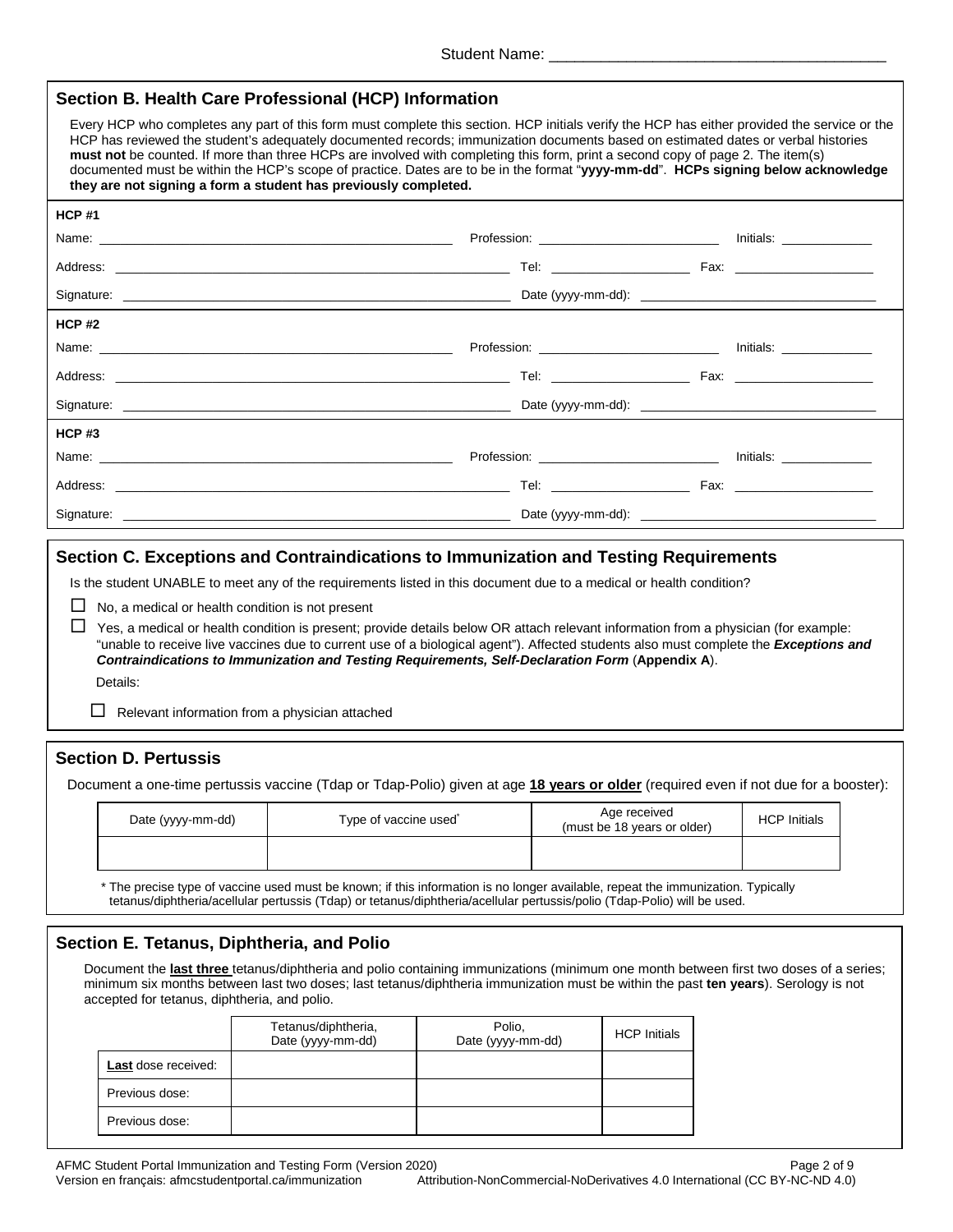Student Name: ______________________________________

## Section B. Health Care Professional (HCP) Information

Every HCP who completes any part of this form must complete this section. HCP initials verify the HCP has either provided the service or the HCP has reviewed the student's adequately documented records; immunization documents based on estimated dates or verbal histories **must not** be counted. If more than three HCPs are involved with completing this form, print a second copy of page 2. The item(s) documented must be within the HCP's scope of practice. Dates are to be in the format "**yyyy-mm-dd**". **HCPs signing below acknowledge they are not signing a form a student has previously completed.**

**HCP #1**

Name: ______________________ Profession: ______________________ Initials: ____________

Address: ______________________ Tel: ____________ Fax: ____________

Signature: ______________________ Date (yyyy-mm-dd): ______________________

**HCP #2**

Name: ______________________ Profession: ______________________ Initials: ____________

Address: ______________________ Tel: ____________ Fax: ____________

Signature: ______________________ Date (yyyy-mm-dd): ______________________

**HCP #3**

Name: ______________________ Profession: ______________________ Initials: ____________

Address: ______________________ Tel: ____________ Fax: ____________

Signature: ______________________ Date (yyyy-mm-dd): ______________________

## Section C. Exceptions and Contraindications to Immunization and Testing Requirements

Is the student UNABLE to meet any of the requirements listed in this document due to a medical or health condition?

☐ No, a medical or health condition is not present

☐ Yes, a medical or health condition is present; provide details below OR attach relevant information from a physician (for example: "unable to receive live vaccines due to current use of a biological agent"). Affected students also must complete the ***Exceptions and Contraindications to Immunization and Testing Requirements, Self-Declaration Form*** (**Appendix A**).

Details:

☐ Relevant information from a physician attached

## Section D. Pertussis

Document a one-time pertussis vaccine (Tdap or Tdap-Polio) given at age **18 years or older** (required even if not due for a booster):

| Date (yyyy-mm-dd) | Type of vaccine used* | Age received (must be 18 years or older) | HCP Initials |
|---|---|---|---|
| | | | |

\* The precise type of vaccine used must be known; if this information is no longer available, repeat the immunization. Typically tetanus/diphtheria/acellular pertussis (Tdap) or tetanus/diphtheria/acellular pertussis/polio (Tdap-Polio) will be used.

## Section E. Tetanus, Diphtheria, and Polio

Document the **last three** tetanus/diphtheria and polio containing immunizations (minimum one month between first two doses of a series; minimum six months between last two doses; last tetanus/diphtheria immunization must be within the past **ten years**). Serology is not accepted for tetanus, diphtheria, and polio.

| | Tetanus/diphtheria, Date (yyyy-mm-dd) | Polio, Date (yyyy-mm-dd) | HCP Initials |
|---|---|---|---|
| **Last** dose received: | | | |
| Previous dose: | | | |
| Previous dose: | | | |

AFMC Student Portal Immunization and Testing Form (Version 2020)
Version en français: afmcstudentportal.ca/immunization — Attribution-NonCommercial-NoDerivatives 4.0 International (CC BY-NC-ND 4.0)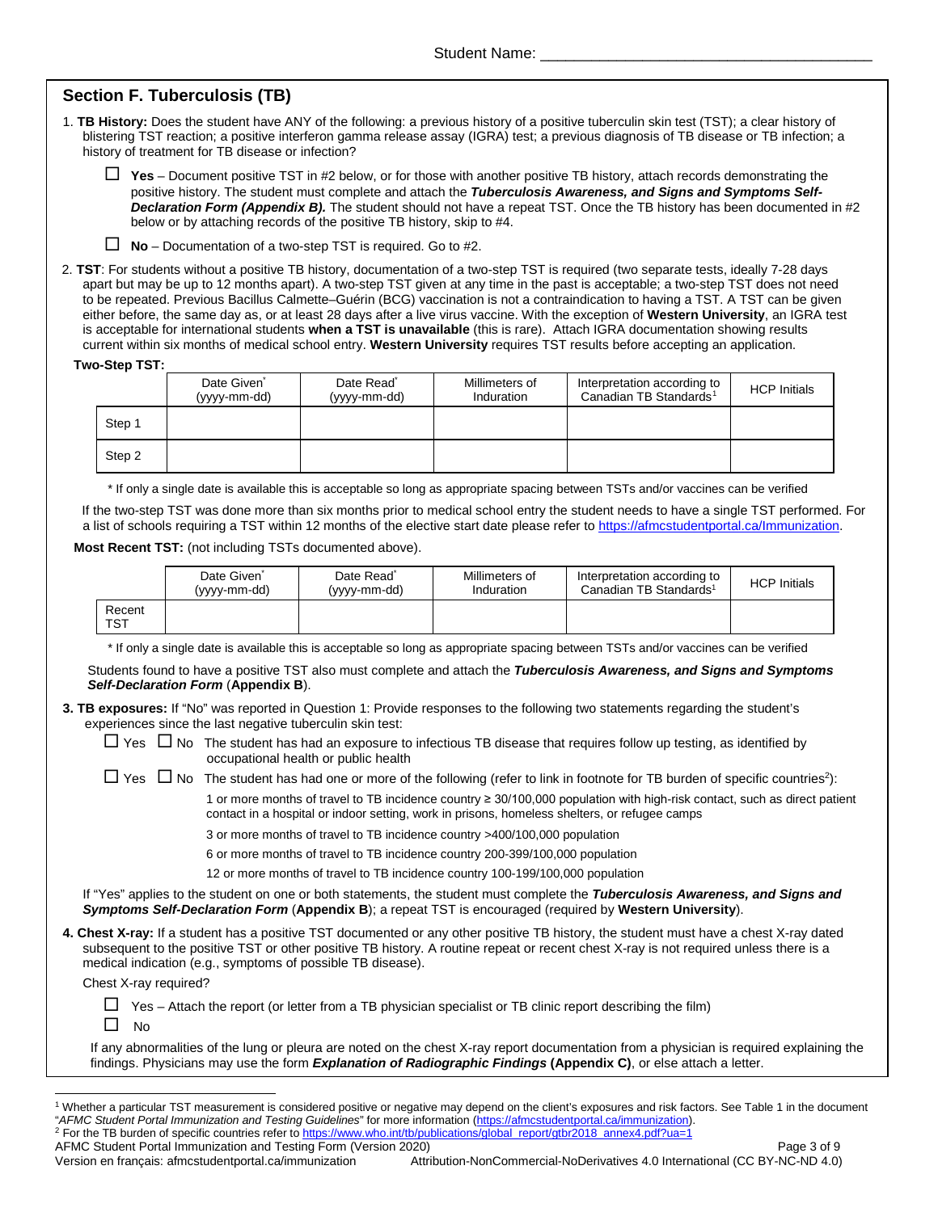Student Name: ______________________________________

## Section F. Tuberculosis (TB)

1. **TB History:** Does the student have ANY of the following: a previous history of a positive tuberculin skin test (TST); a clear history of blistering TST reaction; a positive interferon gamma release assay (IGRA) test; a previous diagnosis of TB disease or TB infection; a history of treatment for TB disease or infection?

   ☐ **Yes** – Document positive TST in #2 below, or for those with another positive TB history, attach records demonstrating the positive history. The student must complete and attach the ***Tuberculosis Awareness, and Signs and Symptoms Self-Declaration Form (Appendix B).*** The student should not have a repeat TST. Once the TB history has been documented in #2 below or by attaching records of the positive TB history, skip to #4.

   ☐ **No** – Documentation of a two-step TST is required. Go to #2.

2. **TST**: For students without a positive TB history, documentation of a two-step TST is required (two separate tests, ideally 7-28 days apart but may be up to 12 months apart). A two-step TST given at any time in the past is acceptable; a two-step TST does not need to be repeated. Previous Bacillus Calmette–Guérin (BCG) vaccination is not a contraindication to having a TST. A TST can be given either before, the same day as, or at least 28 days after a live virus vaccine. With the exception of **Western University**, an IGRA test is acceptable for international students **when a TST is unavailable** (this is rare). Attach IGRA documentation showing results current within six months of medical school entry. **Western University** requires TST results before accepting an application.

**Two-Step TST:**

| | Date Given* (yyyy-mm-dd) | Date Read* (yyyy-mm-dd) | Millimeters of Induration | Interpretation according to Canadian TB Standards[1] | HCP Initials |
|---|---|---|---|---|---|
| Step 1 | | | | | |
| Step 2 | | | | | |

\* If only a single date is available this is acceptable so long as appropriate spacing between TSTs and/or vaccines can be verified

If the two-step TST was done more than six months prior to medical school entry the student needs to have a single TST performed. For a list of schools requiring a TST within 12 months of the elective start date please refer to https://afmcstudentportal.ca/Immunization.

**Most Recent TST:** (not including TSTs documented above).

| | Date Given* (yyyy-mm-dd) | Date Read* (yyyy-mm-dd) | Millimeters of Induration | Interpretation according to Canadian TB Standards[1] | HCP Initials |
|---|---|---|---|---|---|
| Recent TST | | | | | |

\* If only a single date is available this is acceptable so long as appropriate spacing between TSTs and/or vaccines can be verified

Students found to have a positive TST also must complete and attach the ***Tuberculosis Awareness, and Signs and Symptoms Self-Declaration Form*** (**Appendix B**).

3. **TB exposures:** If "No" was reported in Question 1: Provide responses to the following two statements regarding the student's experiences since the last negative tuberculin skin test:

   ☐ Yes ☐ No The student has had an exposure to infectious TB disease that requires follow up testing, as identified by occupational health or public health

   ☐ Yes ☐ No The student has had one or more of the following (refer to link in footnote for TB burden of specific countries[2]):

   - 1 or more months of travel to TB incidence country ≥ 30/100,000 population with high-risk contact, such as direct patient contact in a hospital or indoor setting, work in prisons, homeless shelters, or refugee camps
   - 3 or more months of travel to TB incidence country >400/100,000 population
   - 6 or more months of travel to TB incidence country 200-399/100,000 population
   - 12 or more months of travel to TB incidence country 100-199/100,000 population

   If "Yes" applies to the student on one or both statements, the student must complete the ***Tuberculosis Awareness, and Signs and Symptoms Self-Declaration Form*** (**Appendix B**); a repeat TST is encouraged (required by **Western University**).

4. **Chest X-ray:** If a student has a positive TST documented or any other positive TB history, the student must have a chest X-ray dated subsequent to the positive TST or other positive TB history. A routine repeat or recent chest X-ray is not required unless there is a medical indication (e.g., symptoms of possible TB disease).

   Chest X-ray required?

   ☐ Yes – Attach the report (or letter from a TB physician specialist or TB clinic report describing the film)

   ☐ No

   If any abnormalities of the lung or pleura are noted on the chest X-ray report documentation from a physician is required explaining the findings. Physicians may use the form ***Explanation of Radiographic Findings*** **(Appendix C)**, or else attach a letter.

---

[1] Whether a particular TST measurement is considered positive or negative may depend on the client's exposures and risk factors. See Table 1 in the document "*AFMC Student Portal Immunization and Testing Guidelines*" for more information (https://afmcstudentportal.ca/immunization).

[2] For the TB burden of specific countries refer to https://www.who.int/tb/publications/global_report/gtbr2018_annex4.pdf?ua=1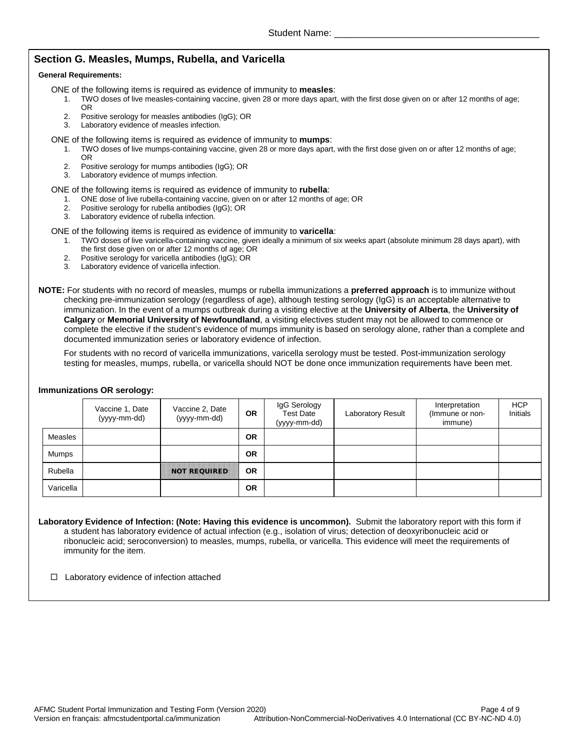Student Name: _______________________________________

## Section G. Measles, Mumps, Rubella, and Varicella

**General Requirements:**

ONE of the following items is required as evidence of immunity to **measles**:

1. TWO doses of live measles-containing vaccine, given 28 or more days apart, with the first dose given on or after 12 months of age; OR
2. Positive serology for measles antibodies (IgG); OR
3. Laboratory evidence of measles infection.

ONE of the following items is required as evidence of immunity to **mumps**:

1. TWO doses of live mumps-containing vaccine, given 28 or more days apart, with the first dose given on or after 12 months of age; OR
2. Positive serology for mumps antibodies (IgG); OR
3. Laboratory evidence of mumps infection.

ONE of the following items is required as evidence of immunity to **rubella**:

1. ONE dose of live rubella-containing vaccine, given on or after 12 months of age; OR
2. Positive serology for rubella antibodies (IgG); OR
3. Laboratory evidence of rubella infection.

ONE of the following items is required as evidence of immunity to **varicella**:

1. TWO doses of live varicella-containing vaccine, given ideally a minimum of six weeks apart (absolute minimum 28 days apart), with the first dose given on or after 12 months of age; OR
2. Positive serology for varicella antibodies (IgG); OR
3. Laboratory evidence of varicella infection.

**NOTE:** For students with no record of measles, mumps or rubella immunizations a **preferred approach** is to immunize without checking pre-immunization serology (regardless of age), although testing serology (IgG) is an acceptable alternative to immunization. In the event of a mumps outbreak during a visiting elective at the **University of Alberta**, the **University of Calgary** or **Memorial University of Newfoundland**, a visiting electives student may not be allowed to commence or complete the elective if the student's evidence of mumps immunity is based on serology alone, rather than a complete and documented immunization series or laboratory evidence of infection.

For students with no record of varicella immunizations, varicella serology must be tested. Post-immunization serology testing for measles, mumps, rubella, or varicella should NOT be done once immunization requirements have been met.

**Immunizations OR serology:**

| | Vaccine 1, Date (yyyy-mm-dd) | Vaccine 2, Date (yyyy-mm-dd) | OR | IgG Serology Test Date (yyyy-mm-dd) | Laboratory Result | Interpretation (Immune or non-immune) | HCP Initials |
|---|---|---|---|---|---|---|---|
| Measles | | | **OR** | | | | |
| Mumps | | | **OR** | | | | |
| Rubella | | NOT REQUIRED | **OR** | | | | |
| Varicella | | | **OR** | | | | |

**Laboratory Evidence of Infection: (Note: Having this evidence is uncommon).** Submit the laboratory report with this form if a student has laboratory evidence of actual infection (e.g., isolation of virus; detection of deoxyribonucleic acid or ribonucleic acid; seroconversion) to measles, mumps, rubella, or varicella. This evidence will meet the requirements of immunity for the item.

☐ Laboratory evidence of infection attached

AFMC Student Portal Immunization and Testing Form (Version 2020)
Version en français: afmcstudentportal.ca/immunization Attribution-NonCommercial-NoDerivatives 4.0 International (CC BY-NC-ND 4.0)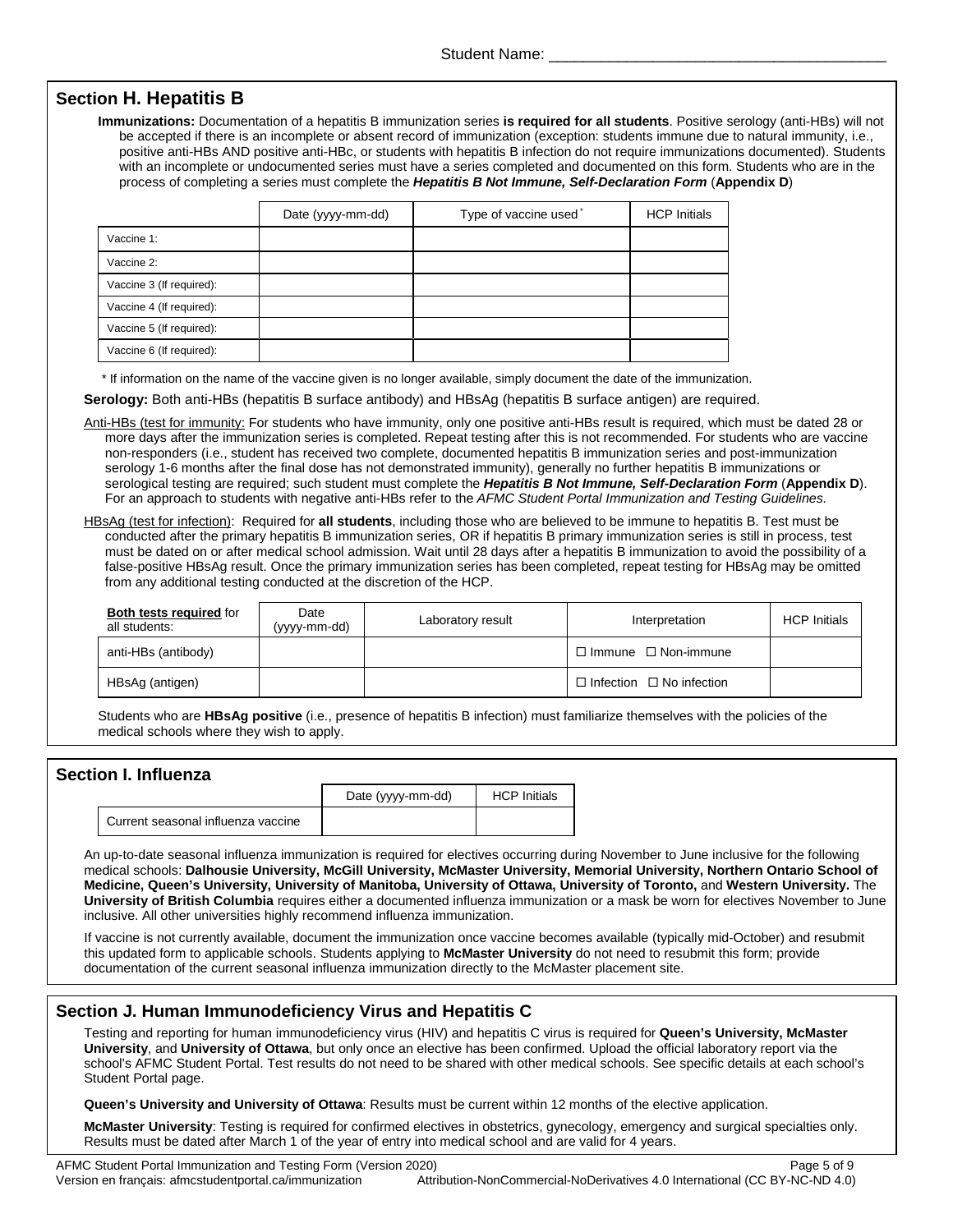Student Name: ______________________________________

## Section H. Hepatitis B

**Immunizations:** Documentation of a hepatitis B immunization series **is required for all students**. Positive serology (anti-HBs) will not be accepted if there is an incomplete or absent record of immunization (exception: students immune due to natural immunity, i.e., positive anti-HBs AND positive anti-HBc, or students with hepatitis B infection do not require immunizations documented). Students with an incomplete or undocumented series must have a series completed and documented on this form. Students who are in the process of completing a series must complete the ***Hepatitis B Not Immune, Self-Declaration Form*** (**Appendix D**)

| | Date (yyyy-mm-dd) | Type of vaccine used* | HCP Initials |
|---|---|---|---|
| Vaccine 1: | | | |
| Vaccine 2: | | | |
| Vaccine 3 (If required): | | | |
| Vaccine 4 (If required): | | | |
| Vaccine 5 (If required): | | | |
| Vaccine 6 (If required): | | | |

\* If information on the name of the vaccine given is no longer available, simply document the date of the immunization.

**Serology:** Both anti-HBs (hepatitis B surface antibody) and HBsAg (hepatitis B surface antigen) are required.

Anti-HBs (test for immunity): For students who have immunity, only one positive anti-HBs result is required, which must be dated 28 or more days after the immunization series is completed. Repeat testing after this is not recommended. For students who are vaccine non-responders (i.e., student has received two complete, documented hepatitis B immunization series and post-immunization serology 1-6 months after the final dose has not demonstrated immunity), generally no further hepatitis B immunizations or serological testing are required; such student must complete the ***Hepatitis B Not Immune, Self-Declaration Form*** (**Appendix D**). For an approach to students with negative anti-HBs refer to the *AFMC Student Portal Immunization and Testing Guidelines.*

HBsAg (test for infection): Required for **all students**, including those who are believed to be immune to hepatitis B. Test must be conducted after the primary hepatitis B immunization series, OR if hepatitis B primary immunization series is still in process, test must be dated on or after medical school admission. Wait until 28 days after a hepatitis B immunization to avoid the possibility of a false-positive HBsAg result. Once the primary immunization series has been completed, repeat testing for HBsAg may be omitted from any additional testing conducted at the discretion of the HCP.

| **Both tests required** for all students: | Date (yyyy-mm-dd) | Laboratory result | Interpretation | HCP Initials |
|---|---|---|---|---|
| anti-HBs (antibody) | | | ☐ Immune ☐ Non-immune | |
| HBsAg (antigen) | | | ☐ Infection ☐ No infection | |

Students who are **HBsAg positive** (i.e., presence of hepatitis B infection) must familiarize themselves with the policies of the medical schools where they wish to apply.

## Section I. Influenza

| | Date (yyyy-mm-dd) | HCP Initials |
|---|---|---|
| Current seasonal influenza vaccine | | |

An up-to-date seasonal influenza immunization is required for electives occurring during November to June inclusive for the following medical schools: **Dalhousie University, McGill University, McMaster University, Memorial University, Northern Ontario School of Medicine, Queen's University, University of Manitoba, University of Ottawa, University of Toronto,** and **Western University.** The **University of British Columbia** requires either a documented influenza immunization or a mask be worn for electives November to June inclusive. All other universities highly recommend influenza immunization.

If vaccine is not currently available, document the immunization once vaccine becomes available (typically mid-October) and resubmit this updated form to applicable schools. Students applying to **McMaster University** do not need to resubmit this form; provide documentation of the current seasonal influenza immunization directly to the McMaster placement site.

## Section J. Human Immunodeficiency Virus and Hepatitis C

Testing and reporting for human immunodeficiency virus (HIV) and hepatitis C virus is required for **Queen's University, McMaster University**, and **University of Ottawa**, but only once an elective has been confirmed. Upload the official laboratory report via the school's AFMC Student Portal. Test results do not need to be shared with other medical schools. See specific details at each school's Student Portal page.

**Queen's University and University of Ottawa**: Results must be current within 12 months of the elective application.

**McMaster University**: Testing is required for confirmed electives in obstetrics, gynecology, emergency and surgical specialties only. Results must be dated after March 1 of the year of entry into medical school and are valid for 4 years.

AFMC Student Portal Immunization and Testing Form (Version 2020)
Version en français: afmcstudentportal.ca/immunization Attribution-NonCommercial-NoDerivatives 4.0 International (CC BY-NC-ND 4.0)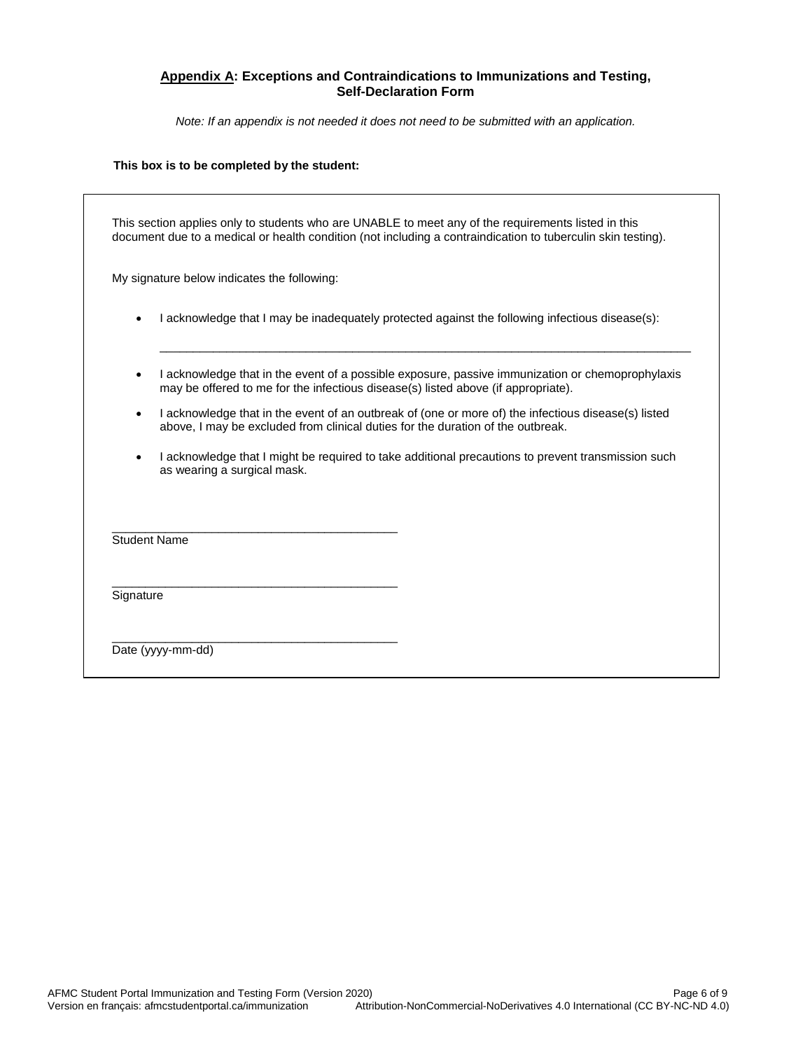## Appendix A: Exceptions and Contraindications to Immunizations and Testing, Self-Declaration Form

*Note: If an appendix is not needed it does not need to be submitted with an application.*

**This box is to be completed by the student:**

This section applies only to students who are UNABLE to meet any of the requirements listed in this document due to a medical or health condition (not including a contraindication to tuberculin skin testing).

My signature below indicates the following:

- I acknowledge that I may be inadequately protected against the following infectious disease(s):

  ______________________________________________________________________________

- I acknowledge that in the event of a possible exposure, passive immunization or chemoprophylaxis may be offered to me for the infectious disease(s) listed above (if appropriate).
- I acknowledge that in the event of an outbreak of (one or more of) the infectious disease(s) listed above, I may be excluded from clinical duties for the duration of the outbreak.
- I acknowledge that I might be required to take additional precautions to prevent transmission such as wearing a surgical mask.

____________________________________________
Student Name

____________________________________________
Signature

____________________________________________
Date (yyyy-mm-dd)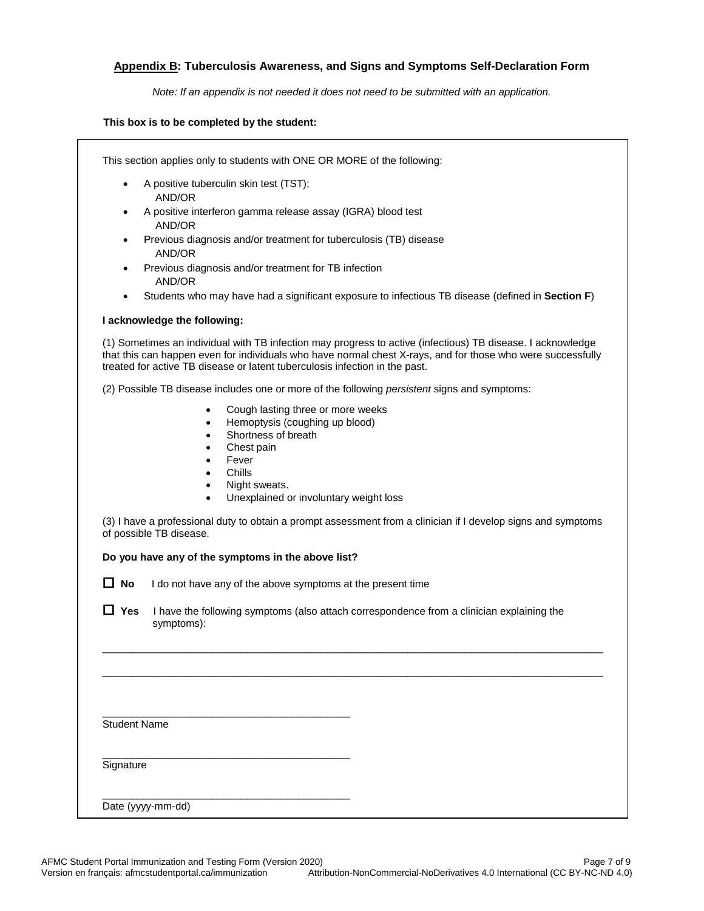## Appendix B: Tuberculosis Awareness, and Signs and Symptoms Self-Declaration Form

*Note: If an appendix is not needed it does not need to be submitted with an application.*

**This box is to be completed by the student:**

This section applies only to students with ONE OR MORE of the following:

- A positive tuberculin skin test (TST);
  AND/OR
- A positive interferon gamma release assay (IGRA) blood test
  AND/OR
- Previous diagnosis and/or treatment for tuberculosis (TB) disease
  AND/OR
- Previous diagnosis and/or treatment for TB infection
  AND/OR
- Students who may have had a significant exposure to infectious TB disease (defined in **Section F**)

**I acknowledge the following:**

(1) Sometimes an individual with TB infection may progress to active (infectious) TB disease. I acknowledge that this can happen even for individuals who have normal chest X-rays, and for those who were successfully treated for active TB disease or latent tuberculosis infection in the past.

(2) Possible TB disease includes one or more of the following *persistent* signs and symptoms:

- Cough lasting three or more weeks
- Hemoptysis (coughing up blood)
- Shortness of breath
- Chest pain
- Fever
- Chills
- Night sweats.
- Unexplained or involuntary weight loss

(3) I have a professional duty to obtain a prompt assessment from a clinician if I develop signs and symptoms of possible TB disease.

**Do you have any of the symptoms in the above list?**

☐ **No** I do not have any of the above symptoms at the present time

☐ **Yes** I have the following symptoms (also attach correspondence from a clinician explaining the symptoms):

\_\_\_\_\_\_\_\_\_\_\_\_\_\_\_\_\_\_\_\_\_\_\_\_\_\_\_\_\_\_\_\_\_\_\_\_\_\_\_\_\_\_\_\_\_\_\_\_\_\_\_\_\_\_\_\_\_\_\_\_\_\_\_\_\_\_\_\_\_\_\_\_\_\_\_\_\_\_

\_\_\_\_\_\_\_\_\_\_\_\_\_\_\_\_\_\_\_\_\_\_\_\_\_\_\_\_\_\_\_\_\_\_\_\_\_\_\_\_\_\_\_\_\_\_\_\_\_\_\_\_\_\_\_\_\_\_\_\_\_\_\_\_\_\_\_\_\_\_\_\_\_\_\_\_\_\_

\_\_\_\_\_\_\_\_\_\_\_\_\_\_\_\_\_\_\_\_\_\_\_\_\_\_\_\_\_\_\_\_\_\_\_\_\_\_\_\_

Student Name

\_\_\_\_\_\_\_\_\_\_\_\_\_\_\_\_\_\_\_\_\_\_\_\_\_\_\_\_\_\_\_\_\_\_\_\_\_\_\_\_

Signature

\_\_\_\_\_\_\_\_\_\_\_\_\_\_\_\_\_\_\_\_\_\_\_\_\_\_\_\_\_\_\_\_\_\_\_\_\_\_\_\_

Date (yyyy-mm-dd)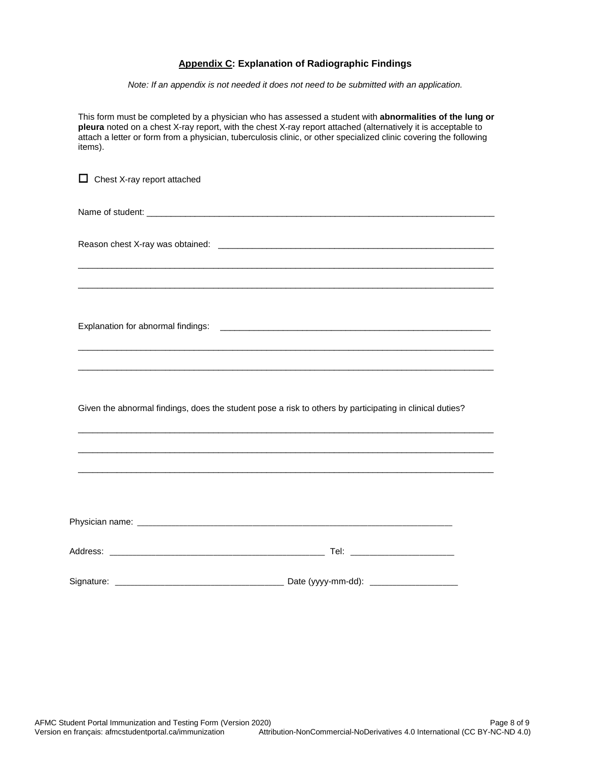## Appendix C: Explanation of Radiographic Findings

*Note: If an appendix is not needed it does not need to be submitted with an application.*

This form must be completed by a physician who has assessed a student with **abnormalities of the lung or pleura** noted on a chest X-ray report, with the chest X-ray report attached (alternatively it is acceptable to attach a letter or form from a physician, tuberculosis clinic, or other specialized clinic covering the following items).

☐ Chest X-ray report attached

Name of student: ___________________________________________________________________________

Reason chest X-ray was obtained: ___________________________________________________________

_____________________________________________________________________________________________

_____________________________________________________________________________________________

Explanation for abnormal findings: ___________________________________________________________

_____________________________________________________________________________________________

_____________________________________________________________________________________________

Given the abnormal findings, does the student pose a risk to others by participating in clinical duties?

_____________________________________________________________________________________________

_____________________________________________________________________________________________

_____________________________________________________________________________________________

Physician name: ____________________________________________________________________

Address: _____________________________________________ Tel: _____________________

Signature: __________________________________ Date (yyyy-mm-dd): __________________

AFMC Student Portal Immunization and Testing Form (Version 2020)
Version en français: afmcstudentportal.ca/immunization Attribution-NonCommercial-NoDerivatives 4.0 International (CC BY-NC-ND 4.0)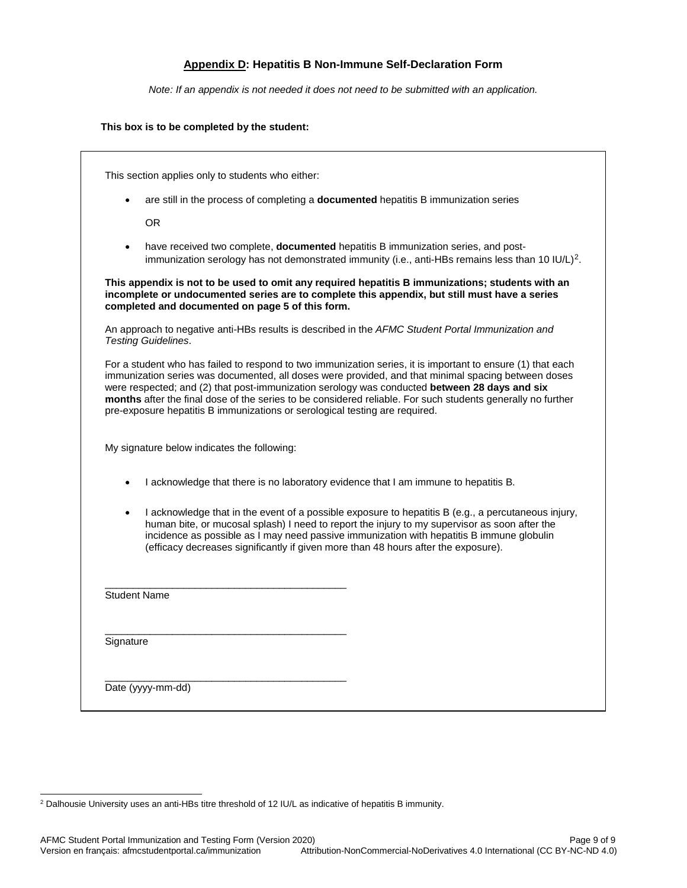## Appendix D: Hepatitis B Non-Immune Self-Declaration Form

*Note: If an appendix is not needed it does not need to be submitted with an application.*

**This box is to be completed by the student:**

This section applies only to students who either:

- are still in the process of completing a **documented** hepatitis B immunization series

  OR

- have received two complete, **documented** hepatitis B immunization series, and post-immunization serology has not demonstrated immunity (i.e., anti-HBs remains less than 10 IU/L)[2].

**This appendix is not to be used to omit any required hepatitis B immunizations; students with an incomplete or undocumented series are to complete this appendix, but still must have a series completed and documented on page 5 of this form.**

An approach to negative anti-HBs results is described in the *AFMC Student Portal Immunization and Testing Guidelines*.

For a student who has failed to respond to two immunization series, it is important to ensure (1) that each immunization series was documented, all doses were provided, and that minimal spacing between doses were respected; and (2) that post-immunization serology was conducted **between 28 days and six months** after the final dose of the series to be considered reliable. For such students generally no further pre-exposure hepatitis B immunizations or serological testing are required.

My signature below indicates the following:

- I acknowledge that there is no laboratory evidence that I am immune to hepatitis B.
- I acknowledge that in the event of a possible exposure to hepatitis B (e.g., a percutaneous injury, human bite, or mucosal splash) I need to report the injury to my supervisor as soon after the incidence as possible as I may need passive immunization with hepatitis B immune globulin (efficacy decreases significantly if given more than 48 hours after the exposure).

\_\_\_\_\_\_\_\_\_\_\_\_\_\_\_\_\_\_\_\_\_\_\_\_\_\_\_\_\_\_\_\_\_\_\_\_\_\_\_\_\_\_\_\_
Student Name

\_\_\_\_\_\_\_\_\_\_\_\_\_\_\_\_\_\_\_\_\_\_\_\_\_\_\_\_\_\_\_\_\_\_\_\_\_\_\_\_\_\_\_\_
Signature

\_\_\_\_\_\_\_\_\_\_\_\_\_\_\_\_\_\_\_\_\_\_\_\_\_\_\_\_\_\_\_\_\_\_\_\_\_\_\_\_\_\_\_\_
Date (yyyy-mm-dd)

[2] Dalhousie University uses an anti-HBs titre threshold of 12 IU/L as indicative of hepatitis B immunity.